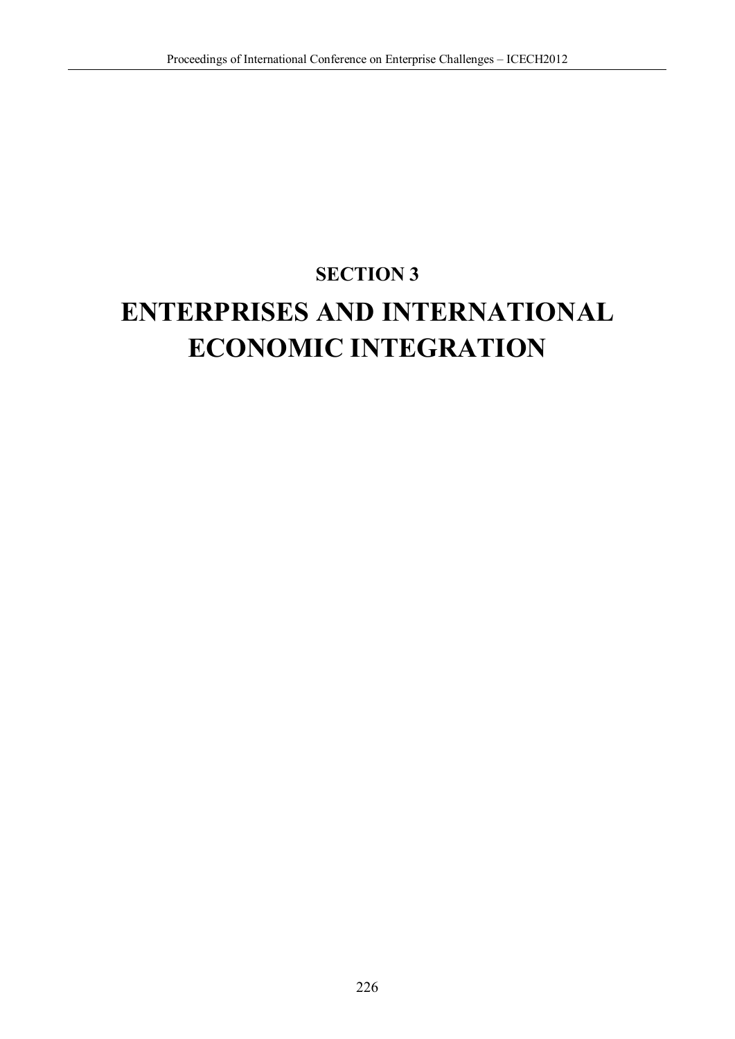## SECTION 3

# ENTERPRISES AND INTERNATIONAL ECONOMIC INTEGRATION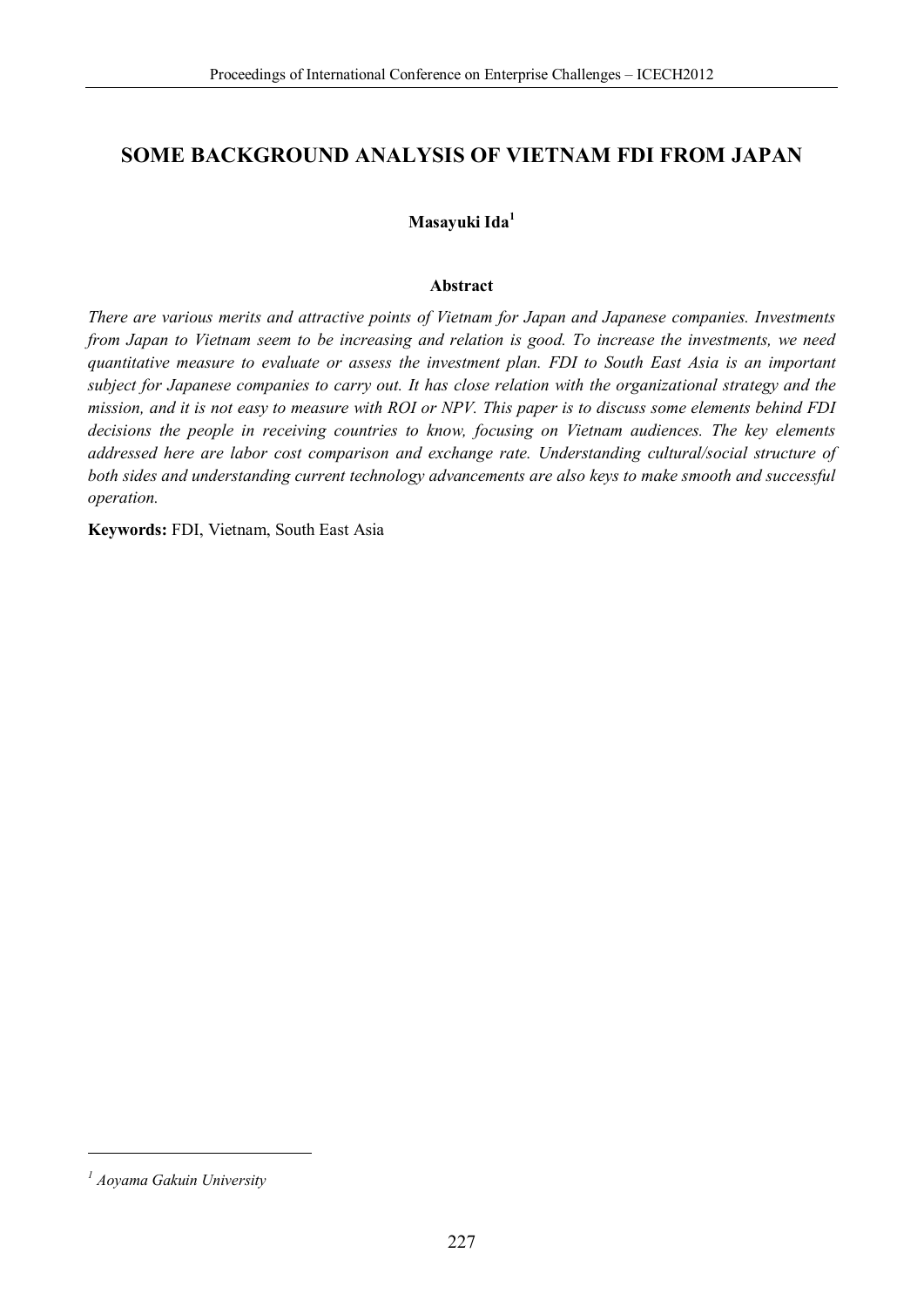# SOME BACKGROUND ANALYSIS OF VIETNAM FDI FROM JAPAN

**Masayuki Ida**[1]

### Abstract

*There are various merits and attractive points of Vietnam for Japan and Japanese companies. Investments from Japan to Vietnam seem to be increasing and relation is good. To increase the investments, we need quantitative measure to evaluate or assess the investment plan. FDI to South East Asia is an important subject for Japanese companies to carry out. It has close relation with the organizational strategy and the mission, and it is not easy to measure with ROI or NPV. This paper is to discuss some elements behind FDI decisions the people in receiving countries to know, focusing on Vietnam audiences. The key elements addressed here are labor cost comparison and exchange rate. Understanding cultural/social structure of both sides and understanding current technology advancements are also keys to make smooth and successful operation.*

**Keywords:** FDI, Vietnam, South East Asia

---

[1] *Aoyama Gakuin University*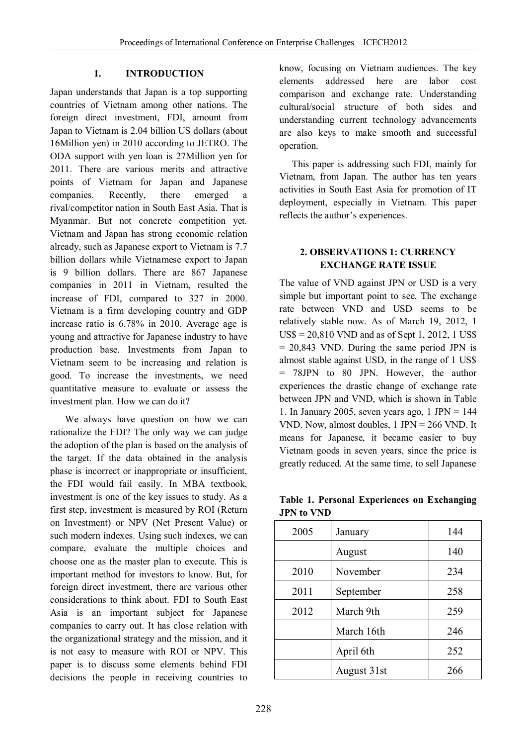## 1. INTRODUCTION

Japan understands that Japan is a top supporting countries of Vietnam among other nations. The foreign direct investment, FDI, amount from Japan to Vietnam is 2.04 billion US dollars (about 16Million yen) in 2010 according to JETRO. The ODA support with yen loan is 27Million yen for 2011. There are various merits and attractive points of Vietnam for Japan and Japanese companies. Recently, there emerged a rival/competitor nation in South East Asia. That is Myanmar. But not concrete competition yet. Vietnam and Japan has strong economic relation already, such as Japanese export to Vietnam is 7.7 billion dollars while Vietnamese export to Japan is 9 billion dollars. There are 867 Japanese companies in 2011 in Vietnam, resulted the increase of FDI, compared to 327 in 2000. Vietnam is a firm developing country and GDP increase ratio is 6.78% in 2010. Average age is young and attractive for Japanese industry to have production base. Investments from Japan to Vietnam seem to be increasing and relation is good. To increase the investments, we need quantitative measure to evaluate or assess the investment plan. How we can do it?

We always have question on how we can rationalize the FDI? The only way we can judge the adoption of the plan is based on the analysis of the target. If the data obtained in the analysis phase is incorrect or inappropriate or insufficient, the FDI would fail easily. In MBA textbook, investment is one of the key issues to study. As a first step, investment is measured by ROI (Return on Investment) or NPV (Net Present Value) or such modern indexes. Using such indexes, we can compare, evaluate the multiple choices and choose one as the master plan to execute. This is important method for investors to know. But, for foreign direct investment, there are various other considerations to think about. FDI to South East Asia is an important subject for Japanese companies to carry out. It has close relation with the organizational strategy and the mission, and it is not easy to measure with ROI or NPV. This paper is to discuss some elements behind FDI decisions the people in receiving countries to know, focusing on Vietnam audiences. The key elements addressed here are labor cost comparison and exchange rate. Understanding cultural/social structure of both sides and understanding current technology advancements are also keys to make smooth and successful operation.

This paper is addressing such FDI, mainly for Vietnam, from Japan. The author has ten years activities in South East Asia for promotion of IT deployment, especially in Vietnam. This paper reflects the author's experiences.

## 2. OBSERVATIONS 1: CURRENCY EXCHANGE RATE ISSUE

The value of VND against JPN or USD is a very simple but important point to see. The exchange rate between VND and USD seems to be relatively stable now. As of March 19, 2012, 1 US$ = 20,810 VND and as of Sept 1, 2012, 1 US$ = 20,843 VND. During the same period JPN is almost stable against USD, in the range of 1 US$ = 78JPN to 80 JPN. However, the author experiences the drastic change of exchange rate between JPN and VND, which is shown in Table 1. In January 2005, seven years ago, 1 JPN = 144 VND. Now, almost doubles, 1 JPN = 266 VND. It means for Japanese, it became easier to buy Vietnam goods in seven years, since the price is greatly reduced. At the same time, to sell Japanese

**Table 1. Personal Experiences on Exchanging JPN to VND**

| | | |
|---|---|---|
| 2005 | January | 144 |
| | August | 140 |
| 2010 | November | 234 |
| 2011 | September | 258 |
| 2012 | March 9th | 259 |
| | March 16th | 246 |
| | April 6th | 252 |
| | August 31st | 266 |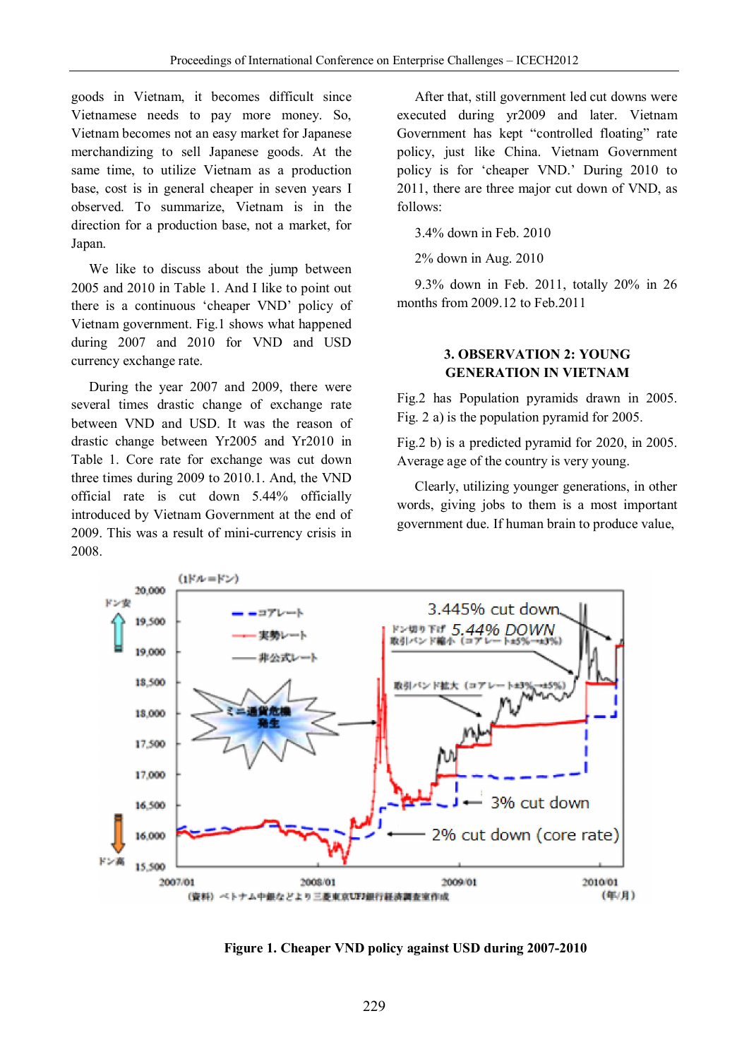goods in Vietnam, it becomes difficult since Vietnamese needs to pay more money. So, Vietnam becomes not an easy market for Japanese merchandizing to sell Japanese goods. At the same time, to utilize Vietnam as a production base, cost is in general cheaper in seven years I observed. To summarize, Vietnam is in the direction for a production base, not a market, for Japan.

We like to discuss about the jump between 2005 and 2010 in Table 1. And I like to point out there is a continuous 'cheaper VND' policy of Vietnam government. Fig.1 shows what happened during 2007 and 2010 for VND and USD currency exchange rate.

During the year 2007 and 2009, there were several times drastic change of exchange rate between VND and USD. It was the reason of drastic change between Yr2005 and Yr2010 in Table 1. Core rate for exchange was cut down three times during 2009 to 2010.1. And, the VND official rate is cut down 5.44% officially introduced by Vietnam Government at the end of 2009. This was a result of mini-currency crisis in 2008.

After that, still government led cut downs were executed during yr2009 and later. Vietnam Government has kept "controlled floating" rate policy, just like China. Vietnam Government policy is for 'cheaper VND.' During 2010 to 2011, there are three major cut down of VND, as follows:

3.4% down in Feb. 2010

2% down in Aug. 2010

9.3% down in Feb. 2011, totally 20% in 26 months from 2009.12 to Feb.2011

## 3. OBSERVATION 2: YOUNG GENERATION IN VIETNAM

Fig.2 has Population pyramids drawn in 2005. Fig. 2 a) is the population pyramid for 2005.

Fig.2 b) is a predicted pyramid for 2020, in 2005. Average age of the country is very young.

Clearly, utilizing younger generations, in other words, giving jobs to them is a most important government due. If human brain to produce value,

**Figure 1. Cheaper VND policy against USD during 2007-2010**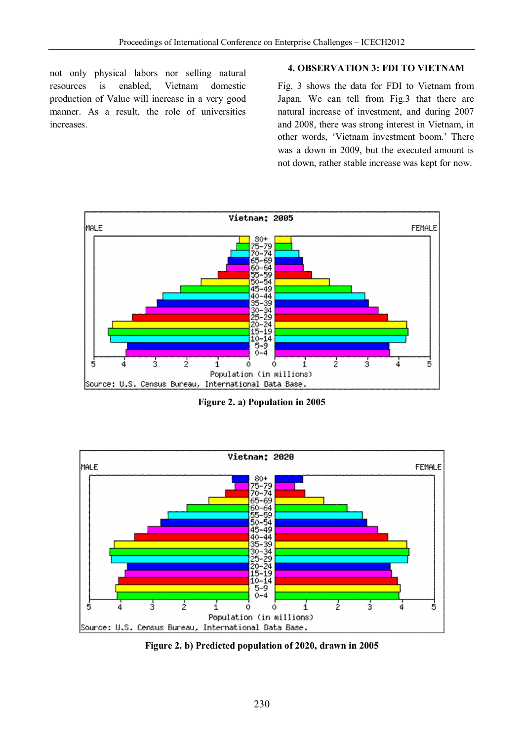not only physical labors nor selling natural resources is enabled, Vietnam domestic production of Value will increase in a very good manner. As a result, the role of universities increases.

## 4. OBSERVATION 3: FDI TO VIETNAM

Fig. 3 shows the data for FDI to Vietnam from Japan. We can tell from Fig.3 that there are natural increase of investment, and during 2007 and 2008, there was strong interest in Vietnam, in other words, 'Vietnam investment boom.' There was a down in 2009, but the executed amount is not down, rather stable increase was kept for now.

**Figure 2. a) Population in 2005**

**Figure 2. b) Predicted population of 2020, drawn in 2005**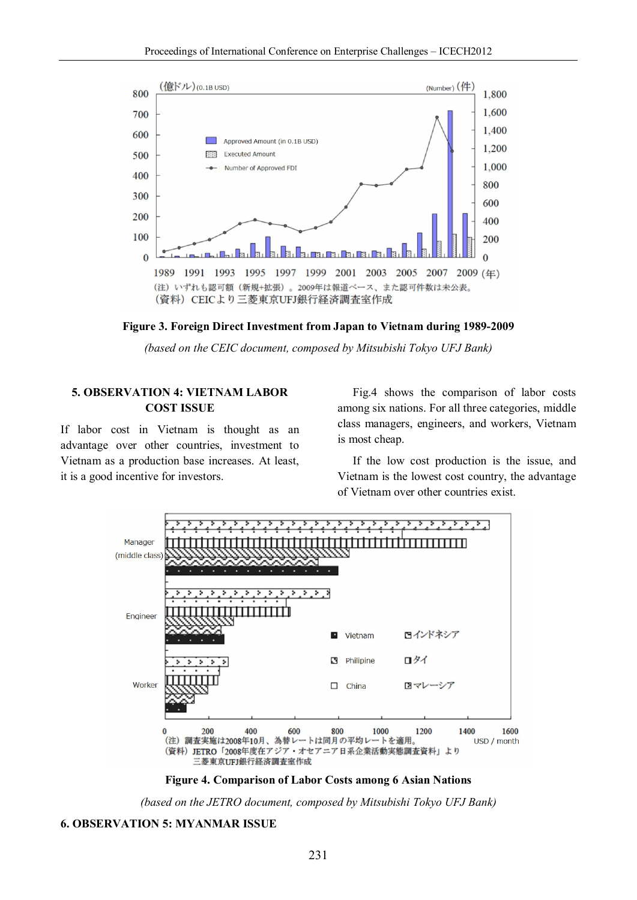**Figure 3. Foreign Direct Investment from Japan to Vietnam during 1989-2009**

*(based on the CEIC document, composed by Mitsubishi Tokyo UFJ Bank)*

## 5. OBSERVATION 4: VIETNAM LABOR COST ISSUE

If labor cost in Vietnam is thought as an advantage over other countries, investment to Vietnam as a production base increases. At least, it is a good incentive for investors.

Fig.4 shows the comparison of labor costs among six nations. For all three categories, middle class managers, engineers, and workers, Vietnam is most cheap.

If the low cost production is the issue, and Vietnam is the lowest cost country, the advantage of Vietnam over other countries exist.

**Figure 4. Comparison of Labor Costs among 6 Asian Nations**

*(based on the JETRO document, composed by Mitsubishi Tokyo UFJ Bank)*

## 6. OBSERVATION 5: MYANMAR ISSUE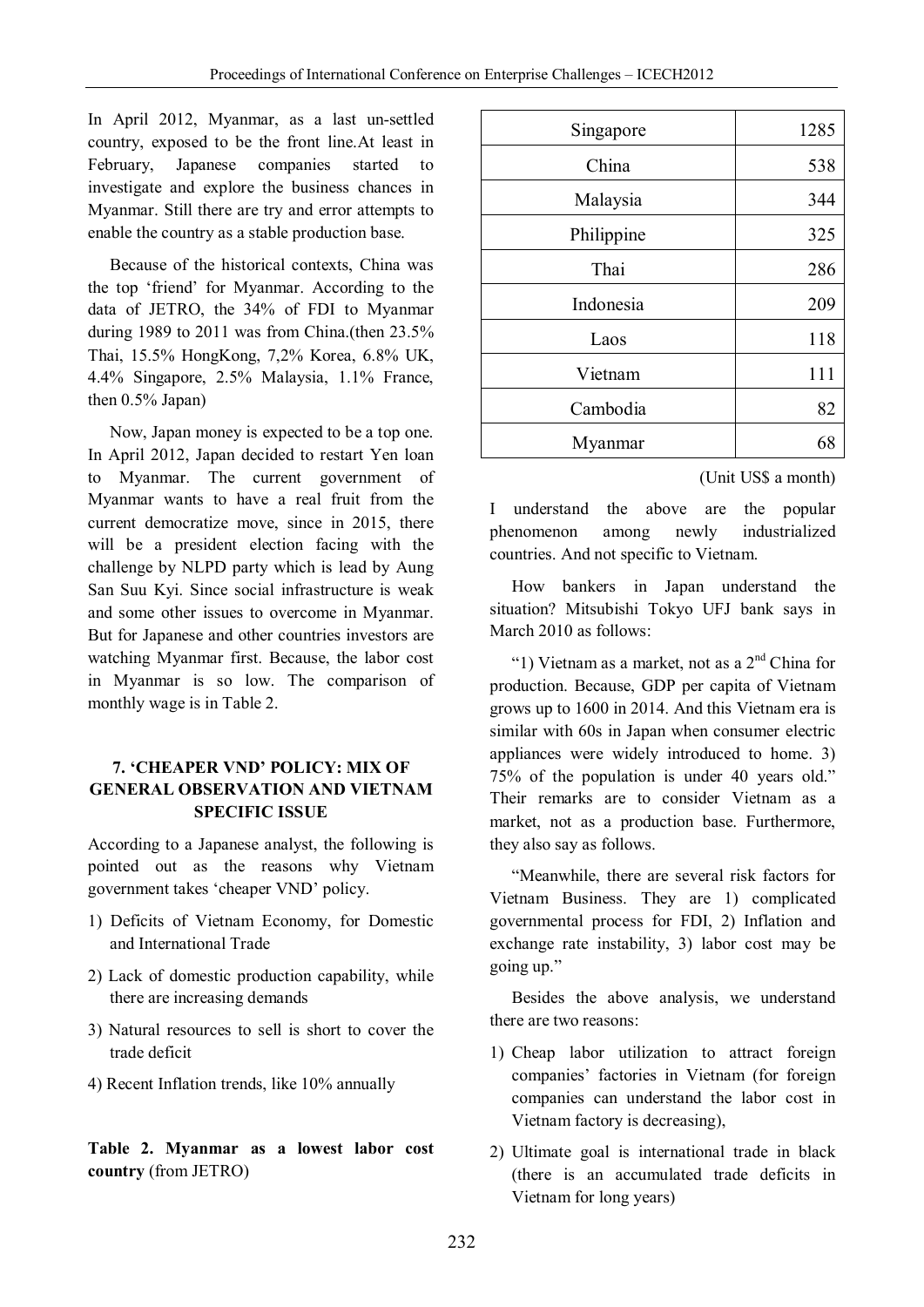In April 2012, Myanmar, as a last un-settled country, exposed to be the front line.At least in February, Japanese companies started to investigate and explore the business chances in Myanmar. Still there are try and error attempts to enable the country as a stable production base.

Because of the historical contexts, China was the top 'friend' for Myanmar. According to the data of JETRO, the 34% of FDI to Myanmar during 1989 to 2011 was from China.(then 23.5% Thai, 15.5% HongKong, 7,2% Korea, 6.8% UK, 4.4% Singapore, 2.5% Malaysia, 1.1% France, then 0.5% Japan)

Now, Japan money is expected to be a top one. In April 2012, Japan decided to restart Yen loan to Myanmar. The current government of Myanmar wants to have a real fruit from the current democratize move, since in 2015, there will be a president election facing with the challenge by NLPD party which is lead by Aung San Suu Kyi. Since social infrastructure is weak and some other issues to overcome in Myanmar. But for Japanese and other countries investors are watching Myanmar first. Because, the labor cost in Myanmar is so low. The comparison of monthly wage is in Table 2.

## 7. 'CHEAPER VND' POLICY: MIX OF GENERAL OBSERVATION AND VIETNAM SPECIFIC ISSUE

According to a Japanese analyst, the following is pointed out as the reasons why Vietnam government takes 'cheaper VND' policy.

1) Deficits of Vietnam Economy, for Domestic and International Trade
2) Lack of domestic production capability, while there are increasing demands
3) Natural resources to sell is short to cover the trade deficit
4) Recent Inflation trends, like 10% annually

**Table 2. Myanmar as a lowest labor cost country** (from JETRO)

| Country | Wage |
|---|---|
| Singapore | 1285 |
| China | 538 |
| Malaysia | 344 |
| Philippine | 325 |
| Thai | 286 |
| Indonesia | 209 |
| Laos | 118 |
| Vietnam | 111 |
| Cambodia | 82 |
| Myanmar | 68 |

(Unit US$ a month)

I understand the above are the popular phenomenon among newly industrialized countries. And not specific to Vietnam.

How bankers in Japan understand the situation? Mitsubishi Tokyo UFJ bank says in March 2010 as follows:

"1) Vietnam as a market, not as a 2nd China for production. Because, GDP per capita of Vietnam grows up to 1600 in 2014. And this Vietnam era is similar with 60s in Japan when consumer electric appliances were widely introduced to home. 3) 75% of the population is under 40 years old." Their remarks are to consider Vietnam as a market, not as a production base. Furthermore, they also say as follows.

"Meanwhile, there are several risk factors for Vietnam Business. They are 1) complicated governmental process for FDI, 2) Inflation and exchange rate instability, 3) labor cost may be going up."

Besides the above analysis, we understand there are two reasons:

1) Cheap labor utilization to attract foreign companies' factories in Vietnam (for foreign companies can understand the labor cost in Vietnam factory is decreasing),
2) Ultimate goal is international trade in black (there is an accumulated trade deficits in Vietnam for long years)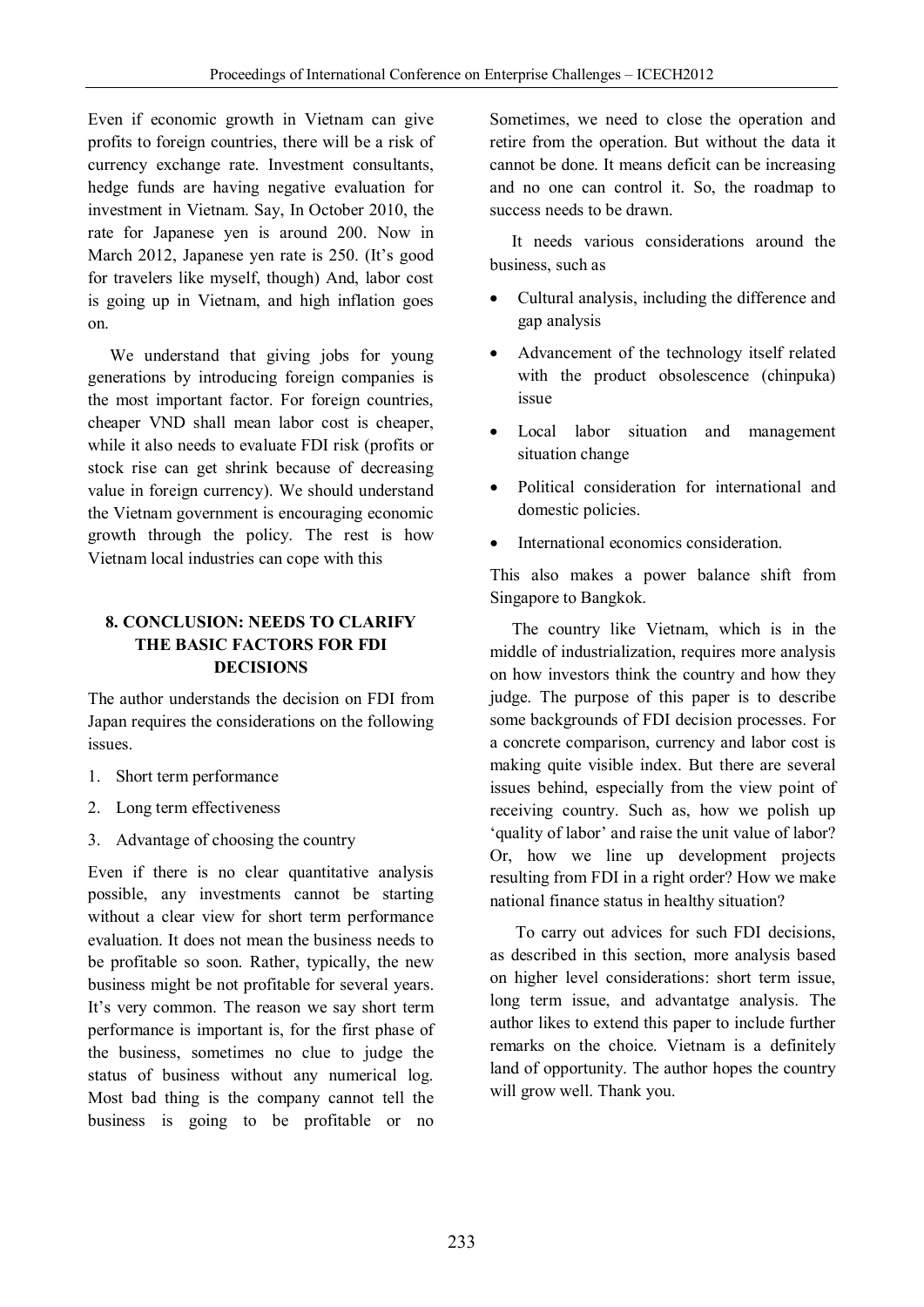Even if economic growth in Vietnam can give profits to foreign countries, there will be a risk of currency exchange rate. Investment consultants, hedge funds are having negative evaluation for investment in Vietnam. Say, In October 2010, the rate for Japanese yen is around 200. Now in March 2012, Japanese yen rate is 250. (It's good for travelers like myself, though) And, labor cost is going up in Vietnam, and high inflation goes on.

We understand that giving jobs for young generations by introducing foreign companies is the most important factor. For foreign countries, cheaper VND shall mean labor cost is cheaper, while it also needs to evaluate FDI risk (profits or stock rise can get shrink because of decreasing value in foreign currency). We should understand the Vietnam government is encouraging economic growth through the policy. The rest is how Vietnam local industries can cope with this

## 8. CONCLUSION: NEEDS TO CLARIFY THE BASIC FACTORS FOR FDI DECISIONS

The author understands the decision on FDI from Japan requires the considerations on the following issues.

1. Short term performance
2. Long term effectiveness
3. Advantage of choosing the country

Even if there is no clear quantitative analysis possible, any investments cannot be starting without a clear view for short term performance evaluation. It does not mean the business needs to be profitable so soon. Rather, typically, the new business might be not profitable for several years. It's very common. The reason we say short term performance is important is, for the first phase of the business, sometimes no clue to judge the status of business without any numerical log. Most bad thing is the company cannot tell the business is going to be profitable or no Sometimes, we need to close the operation and retire from the operation. But without the data it cannot be done. It means deficit can be increasing and no one can control it. So, the roadmap to success needs to be drawn.

It needs various considerations around the business, such as

- Cultural analysis, including the difference and gap analysis
- Advancement of the technology itself related with the product obsolescence (chinpuka) issue
- Local labor situation and management situation change
- Political consideration for international and domestic policies.
- International economics consideration.

This also makes a power balance shift from Singapore to Bangkok.

The country like Vietnam, which is in the middle of industrialization, requires more analysis on how investors think the country and how they judge. The purpose of this paper is to describe some backgrounds of FDI decision processes. For a concrete comparison, currency and labor cost is making quite visible index. But there are several issues behind, especially from the view point of receiving country. Such as, how we polish up 'quality of labor' and raise the unit value of labor? Or, how we line up development projects resulting from FDI in a right order? How we make national finance status in healthy situation?

To carry out advices for such FDI decisions, as described in this section, more analysis based on higher level considerations: short term issue, long term issue, and advantatge analysis. The author likes to extend this paper to include further remarks on the choice. Vietnam is a definitely land of opportunity. The author hopes the country will grow well. Thank you.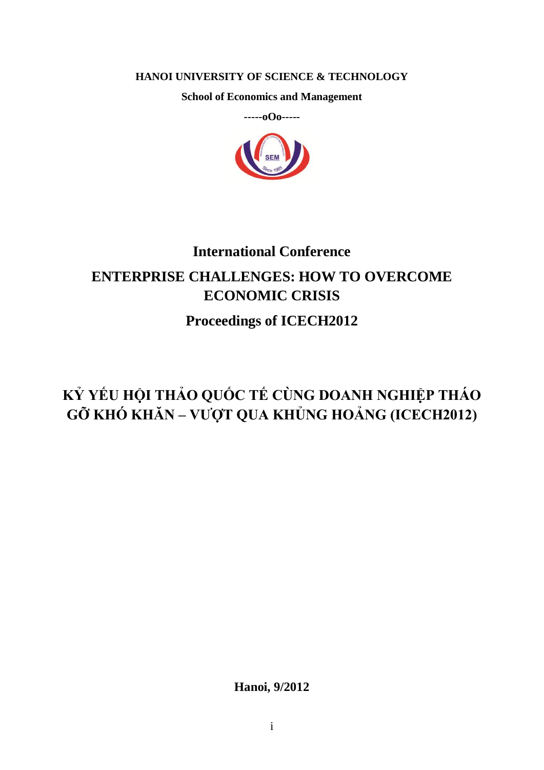**HANOI UNIVERSITY OF SCIENCE & TECHNOLOGY**

**School of Economics and Management**

**-----oOo-----**

# International Conference

# ENTERPRISE CHALLENGES: HOW TO OVERCOME ECONOMIC CRISIS

## Proceedings of ICECH2012

# KỶ YẾU HỘI THẢO QUỐC TẾ CÙNG DOANH NGHIỆP THÁO GỠ KHÓ KHĂN – VƯỢT QUA KHỦNG HOẢNG (ICECH2012)

**Hanoi, 9/2012**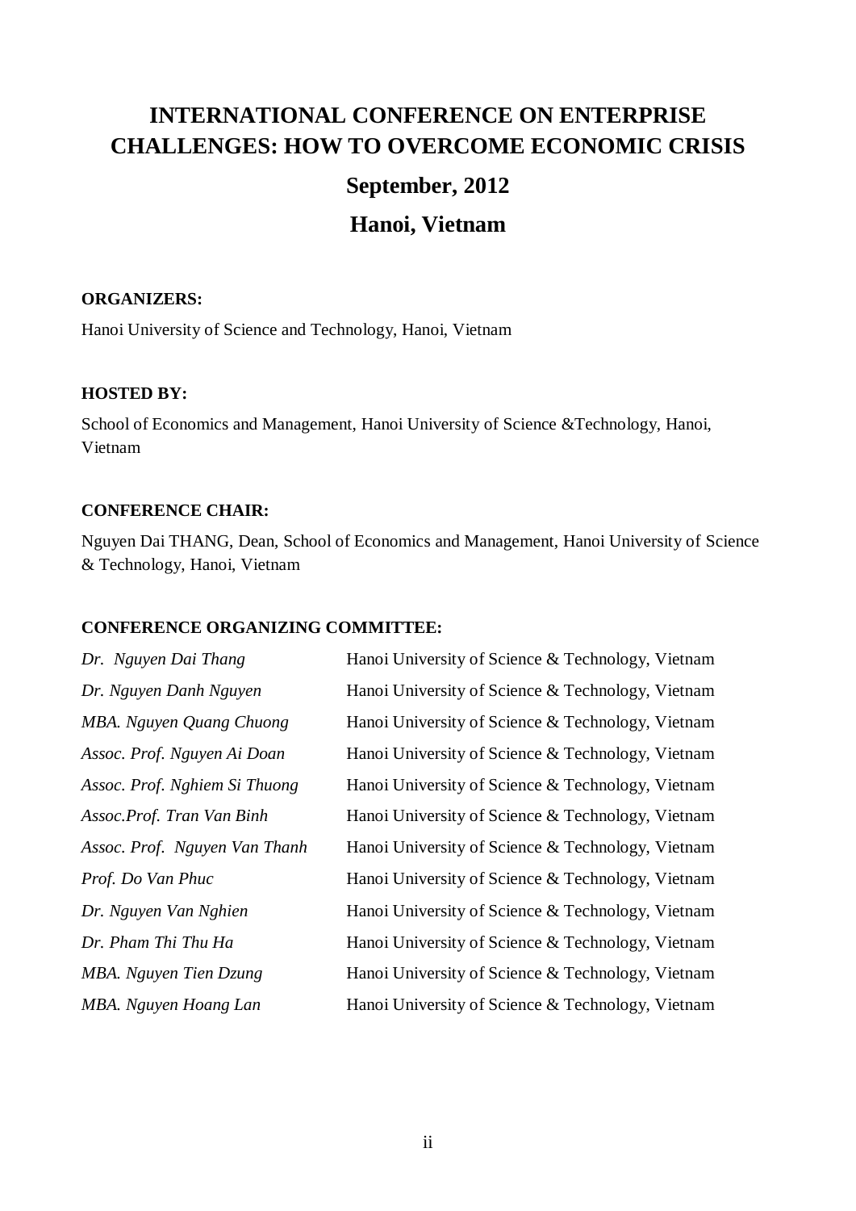# INTERNATIONAL CONFERENCE ON ENTERPRISE CHALLENGES: HOW TO OVERCOME ECONOMIC CRISIS

## September, 2012

## Hanoi, Vietnam

**ORGANIZERS:**

Hanoi University of Science and Technology, Hanoi, Vietnam

**HOSTED BY:**

School of Economics and Management, Hanoi University of Science &Technology, Hanoi, Vietnam

**CONFERENCE CHAIR:**

Nguyen Dai THANG, Dean, School of Economics and Management, Hanoi University of Science & Technology, Hanoi, Vietnam

**CONFERENCE ORGANIZING COMMITTEE:**

| | |
|---|---|
| *Dr. Nguyen Dai Thang* | Hanoi University of Science & Technology, Vietnam |
| *Dr. Nguyen Danh Nguyen* | Hanoi University of Science & Technology, Vietnam |
| *MBA. Nguyen Quang Chuong* | Hanoi University of Science & Technology, Vietnam |
| *Assoc. Prof. Nguyen Ai Doan* | Hanoi University of Science & Technology, Vietnam |
| *Assoc. Prof. Nghiem Si Thuong* | Hanoi University of Science & Technology, Vietnam |
| *Assoc.Prof. Tran Van Binh* | Hanoi University of Science & Technology, Vietnam |
| *Assoc. Prof. Nguyen Van Thanh* | Hanoi University of Science & Technology, Vietnam |
| *Prof. Do Van Phuc* | Hanoi University of Science & Technology, Vietnam |
| *Dr. Nguyen Van Nghien* | Hanoi University of Science & Technology, Vietnam |
| *Dr. Pham Thi Thu Ha* | Hanoi University of Science & Technology, Vietnam |
| *MBA. Nguyen Tien Dzung* | Hanoi University of Science & Technology, Vietnam |
| *MBA. Nguyen Hoang Lan* | Hanoi University of Science & Technology, Vietnam |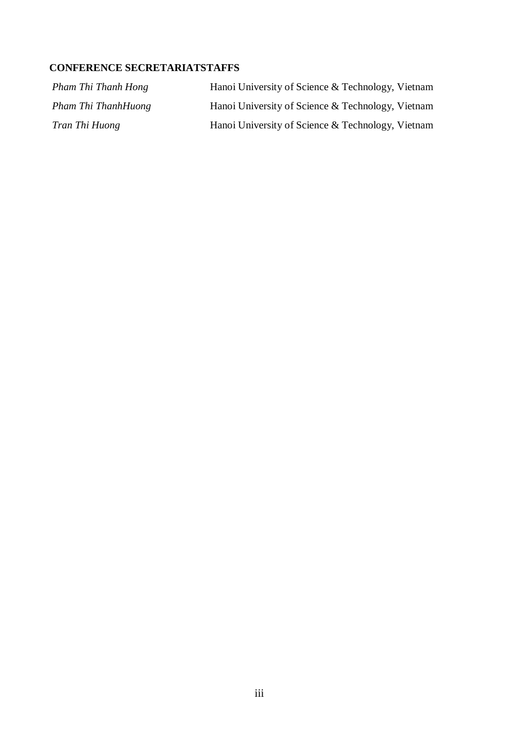## CONFERENCE SECRETARIATSTAFFS

| | |
|---|---|
| *Pham Thi Thanh Hong* | Hanoi University of Science & Technology, Vietnam |
| *Pham Thi ThanhHuong* | Hanoi University of Science & Technology, Vietnam |
| *Tran Thi Huong* | Hanoi University of Science & Technology, Vietnam |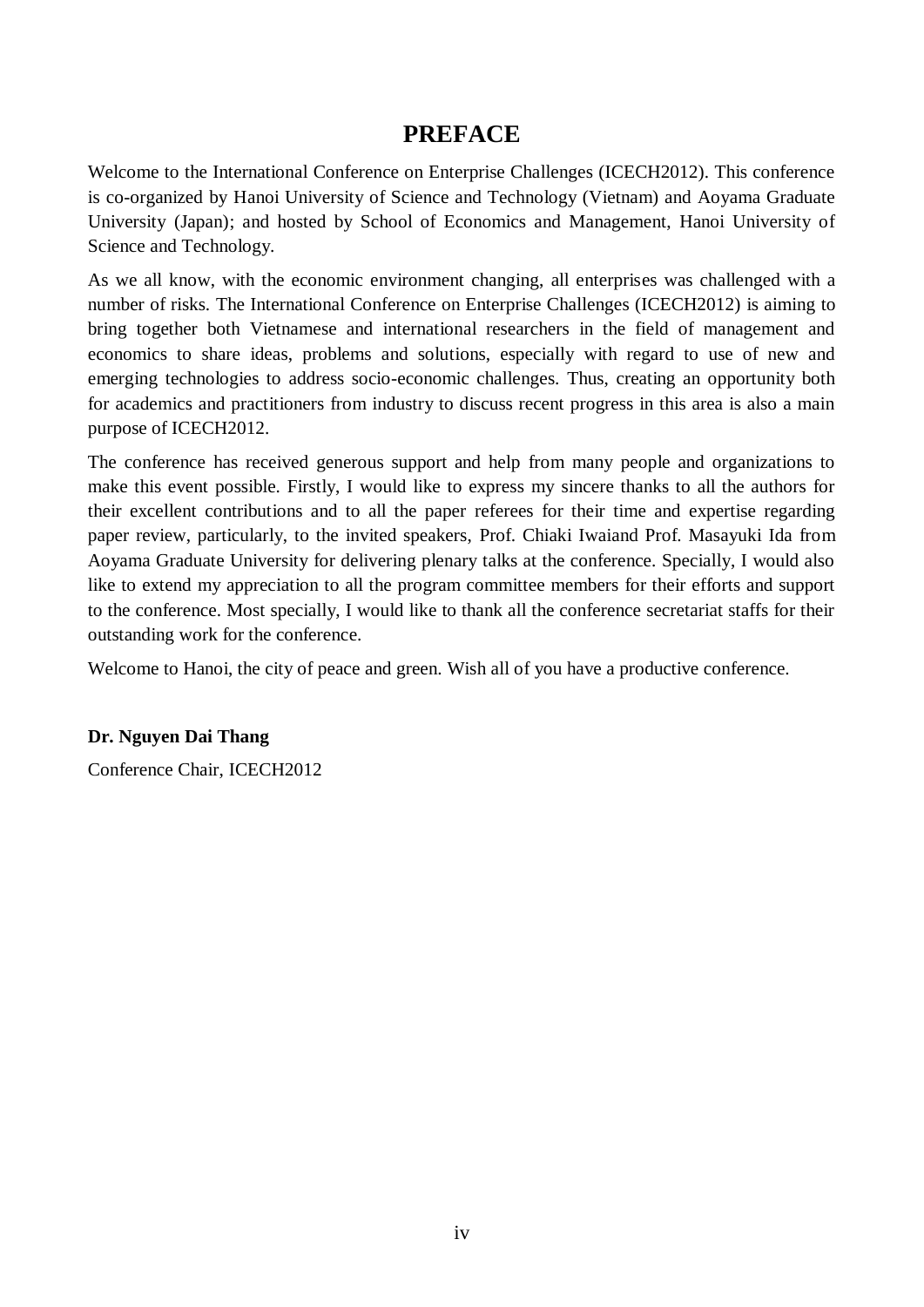# PREFACE

Welcome to the International Conference on Enterprise Challenges (ICECH2012). This conference is co-organized by Hanoi University of Science and Technology (Vietnam) and Aoyama Graduate University (Japan); and hosted by School of Economics and Management, Hanoi University of Science and Technology.

As we all know, with the economic environment changing, all enterprises was challenged with a number of risks. The International Conference on Enterprise Challenges (ICECH2012) is aiming to bring together both Vietnamese and international researchers in the field of management and economics to share ideas, problems and solutions, especially with regard to use of new and emerging technologies to address socio-economic challenges. Thus, creating an opportunity both for academics and practitioners from industry to discuss recent progress in this area is also a main purpose of ICECH2012.

The conference has received generous support and help from many people and organizations to make this event possible. Firstly, I would like to express my sincere thanks to all the authors for their excellent contributions and to all the paper referees for their time and expertise regarding paper review, particularly, to the invited speakers, Prof. Chiaki Iwaiand Prof. Masayuki Ida from Aoyama Graduate University for delivering plenary talks at the conference. Specially, I would also like to extend my appreciation to all the program committee members for their efforts and support to the conference. Most specially, I would like to thank all the conference secretariat staffs for their outstanding work for the conference.

Welcome to Hanoi, the city of peace and green. Wish all of you have a productive conference.

**Dr. Nguyen Dai Thang**

Conference Chair, ICECH2012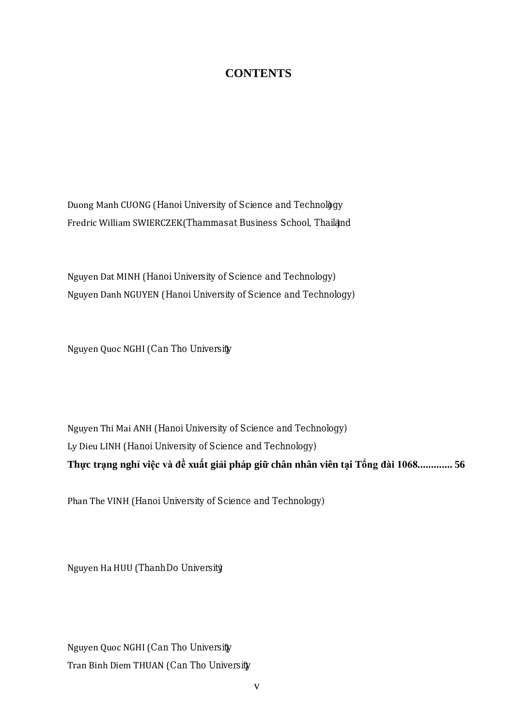# CONTENTS

Duong Manh CUONG (Hanoi University of Science and Technology)
Fredric William SWIERCZEK (Thammasat Business School, Thailand)

Nguyen Dat MINH (Hanoi University of Science and Technology)
Nguyen Danh NGUYEN (Hanoi University of Science and Technology)

Nguyen Quoc NGHI (Can Tho University)

Nguyen Thi Mai ANH (Hanoi University of Science and Technology)
Ly Dieu LINH (Hanoi University of Science and Technology)

**Thực trạng nghỉ việc và đề xuất giải pháp giữ chân nhân viên tại Tổng đài 1068............ 56**

Phan The VINH (Hanoi University of Science and Technology)

Nguyen Ha HUU (Thanh Do University)

Nguyen Quoc NGHI (Can Tho University)
Tran Binh Diem THUAN (Can Tho University)